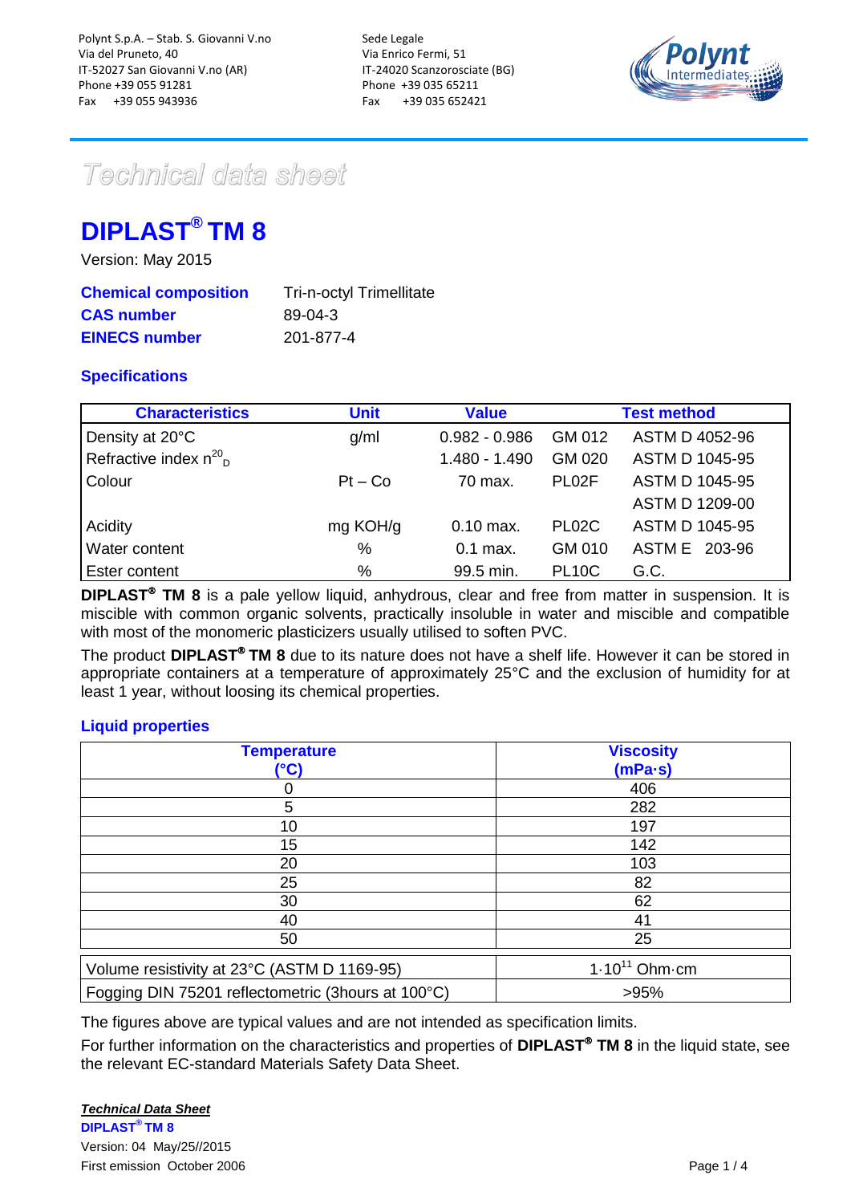Polynt S.p.A. – Stab. S. Giovanni V.no
Via del Pruneto, 40
IT-52027 San Giovanni V.no (AR)
Phone +39 055 91281
Fax +39 055 943936

Sede Legale
Via Enrico Fermi, 51
IT-24020 Scanzorosciate (BG)
Phone +39 035 65211
Fax +39 035 652421

*Technical data sheet*

# DIPLAST® TM 8

Version: May 2015

| | |
|---|---|
| **Chemical composition** | Tri-n-octyl Trimellitate |
| **CAS number** | 89-04-3 |
| **EINECS number** | 201-877-4 |

## Specifications

| Characteristics | Unit | Value | Test method | |
|---|---|---|---|---|
| Density at 20°C | g/ml | 0.982 - 0.986 | GM 012 | ASTM D 4052-96 |
| Refractive index $n^{20}_{D}$ | | 1.480 - 1.490 | GM 020 | ASTM D 1045-95 |
| Colour | Pt – Co | 70 max. | PL02F | ASTM D 1045-95 |
| | | | | ASTM D 1209-00 |
| Acidity | mg KOH/g | 0.10 max. | PL02C | ASTM D 1045-95 |
| Water content | % | 0.1 max. | GM 010 | ASTM E 203-96 |
| Ester content | % | 99.5 min. | PL10C | G.C. |

**DIPLAST® TM 8** is a pale yellow liquid, anhydrous, clear and free from matter in suspension. It is miscible with common organic solvents, practically insoluble in water and miscible and compatible with most of the monomeric plasticizers usually utilised to soften PVC.

The product **DIPLAST® TM 8** due to its nature does not have a shelf life. However it can be stored in appropriate containers at a temperature of approximately 25°C and the exclusion of humidity for at least 1 year, without loosing its chemical properties.

## Liquid properties

| Temperature (°C) | Viscosity (mPa·s) |
|---|---|
| 0 | 406 |
| 5 | 282 |
| 10 | 197 |
| 15 | 142 |
| 20 | 103 |
| 25 | 82 |
| 30 | 62 |
| 40 | 41 |
| 50 | 25 |

| | |
|---|---|
| Volume resistivity at 23°C (ASTM D 1169-95) | $1 \cdot 10^{11}$ Ohm·cm |
| Fogging DIN 75201 reflectometric (3hours at 100°C) | >95% |

The figures above are typical values and are not intended as specification limits.

For further information on the characteristics and properties of **DIPLAST® TM 8** in the liquid state, see the relevant EC-standard Materials Safety Data Sheet.

***Technical Data Sheet***
**DIPLAST® TM 8**
Version: 04 May/25//2015
First emission October 2006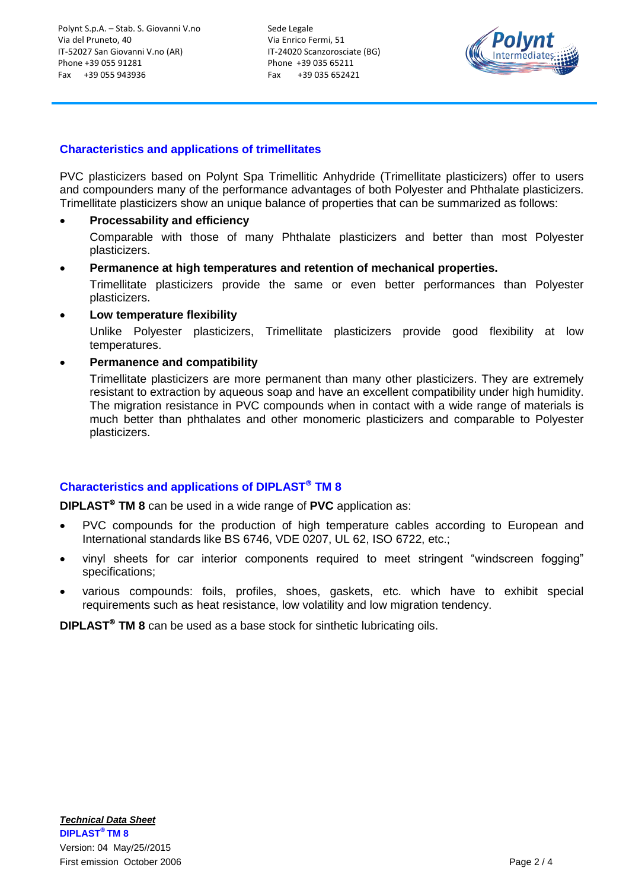## Characteristics and applications of trimellitates

PVC plasticizers based on Polynt Spa Trimellitic Anhydride (Trimellitate plasticizers) offer to users and compounders many of the performance advantages of both Polyester and Phthalate plasticizers. Trimellitate plasticizers show an unique balance of properties that can be summarized as follows:

- **Processability and efficiency**

  Comparable with those of many Phthalate plasticizers and better than most Polyester plasticizers.

- **Permanence at high temperatures and retention of mechanical properties.**

  Trimellitate plasticizers provide the same or even better performances than Polyester plasticizers.

- **Low temperature flexibility**

  Unlike Polyester plasticizers, Trimellitate plasticizers provide good flexibility at low temperatures.

- **Permanence and compatibility**

  Trimellitate plasticizers are more permanent than many other plasticizers. They are extremely resistant to extraction by aqueous soap and have an excellent compatibility under high humidity. The migration resistance in PVC compounds when in contact with a wide range of materials is much better than phthalates and other monomeric plasticizers and comparable to Polyester plasticizers.

## Characteristics and applications of DIPLAST® TM 8

**DIPLAST® TM 8** can be used in a wide range of **PVC** application as:

- PVC compounds for the production of high temperature cables according to European and International standards like BS 6746, VDE 0207, UL 62, ISO 6722, etc.;
- vinyl sheets for car interior components required to meet stringent "windscreen fogging" specifications;
- various compounds: foils, profiles, shoes, gaskets, etc. which have to exhibit special requirements such as heat resistance, low volatility and low migration tendency.

**DIPLAST® TM 8** can be used as a base stock for sinthetic lubricating oils.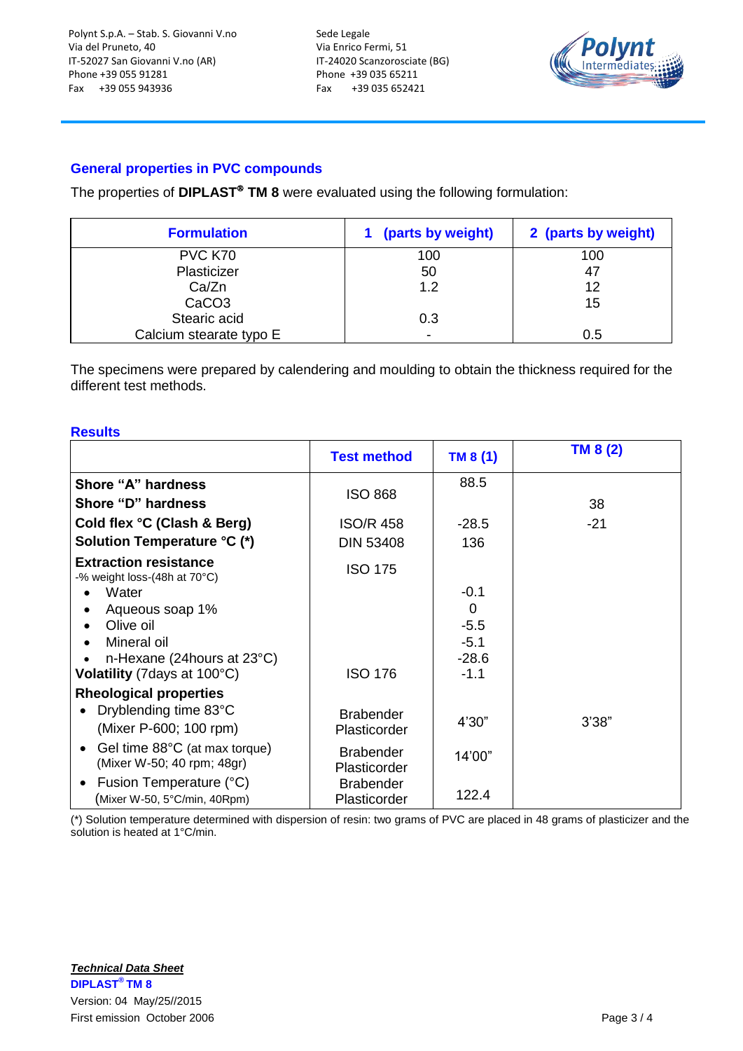## General properties in PVC compounds

The properties of **DIPLAST® TM 8** were evaluated using the following formulation:

| Formulation | 1 (parts by weight) | 2 (parts by weight) |
|---|---|---|
| PVC K70 | 100 | 100 |
| Plasticizer | 50 | 47 |
| Ca/Zn | 1.2 | 12 |
| $CaCO_3$ | | 15 |
| Stearic acid | 0.3 | |
| Calcium stearate typo E | - | 0.5 |

The specimens were prepared by calendering and moulding to obtain the thickness required for the different test methods.

## Results

| | Test method | TM 8 (1) | TM 8 (2) |
|---|---|---|---|
| **Shore "A" hardness** | ISO 868 | 88.5 | |
| **Shore "D" hardness** | | | 38 |
| **Cold flex °C (Clash & Berg)** | ISO/R 458 | -28.5 | -21 |
| **Solution Temperature °C (*)** | DIN 53408 | 136 | |
| **Extraction resistance** -% weight loss-(48h at 70°C) | ISO 175 | | |
| • Water | | -0.1 | |
| • Aqueous soap 1% | | 0 | |
| • Olive oil | | -5.5 | |
| • Mineral oil | | -5.1 | |
| • n-Hexane (24hours at 23°C) | | -28.6 | |
| **Volatility** (7days at 100°C) | ISO 176 | -1.1 | |
| **Rheological properties** | | | |
| • Dryblending time 83°C (Mixer P-600; 100 rpm) | Brabender Plasticorder | 4'30" | 3'38" |
| • Gel time 88°C (at max torque) (Mixer W-50; 40 rpm; 48gr) | Brabender Plasticorder | 14'00" | |
| • Fusion Temperature (°C) (Mixer W-50, 5°C/min, 40Rpm) | Brabender Plasticorder | 122.4 | |

(*) Solution temperature determined with dispersion of resin: two grams of PVC are placed in 48 grams of plasticizer and the solution is heated at 1°C/min.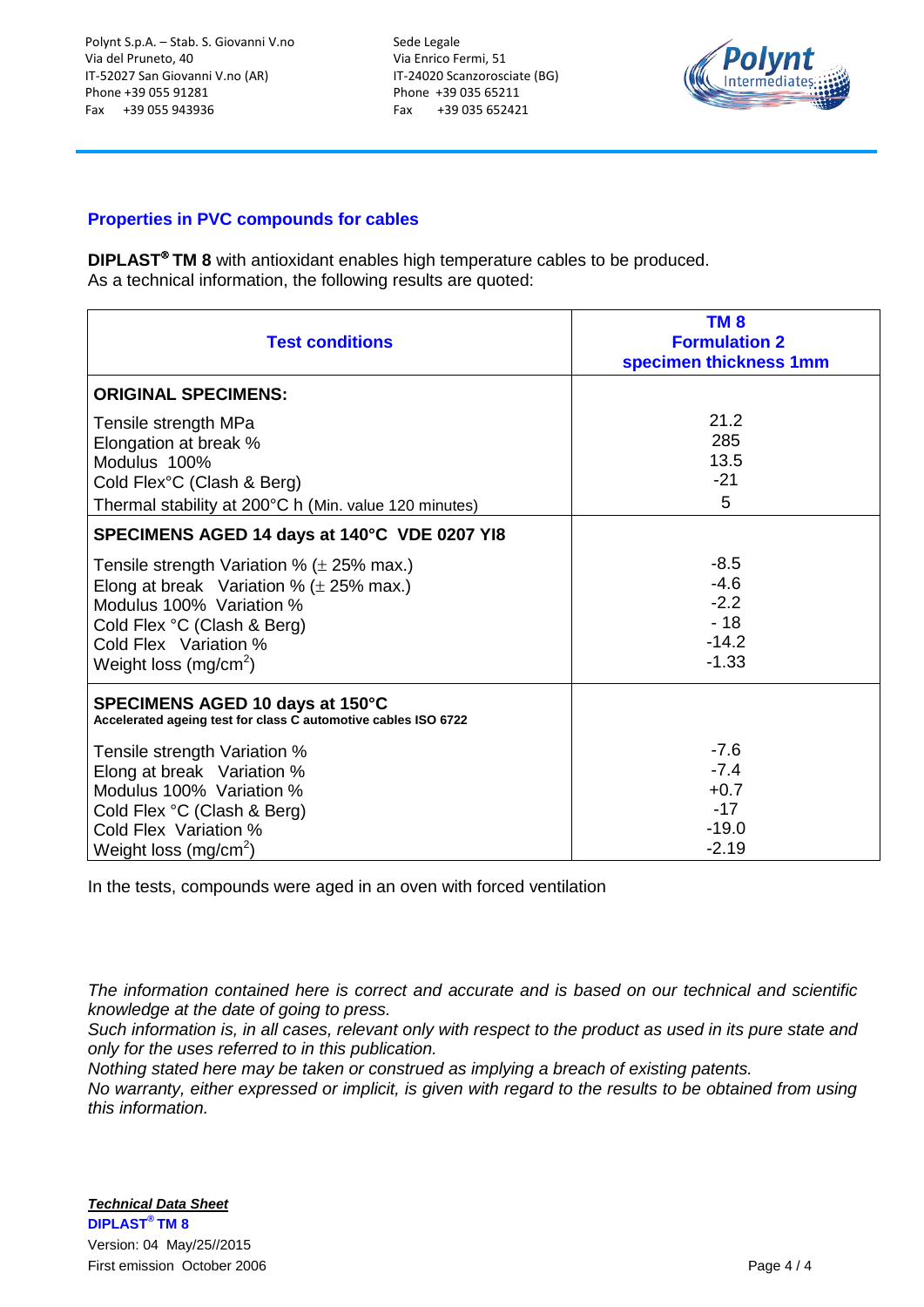## Properties in PVC compounds for cables

**DIPLAST® TM 8** with antioxidant enables high temperature cables to be produced.
As a technical information, the following results are quoted:

| Test conditions | TM 8 Formulation 2 specimen thickness 1mm |
|---|---|
| **ORIGINAL SPECIMENS:** | |
| Tensile strength MPa | 21.2 |
| Elongation at break % | 285 |
| Modulus 100% | 13.5 |
| Cold Flex°C (Clash & Berg) | -21 |
| Thermal stability at 200°C h (Min. value 120 minutes) | 5 |
| **SPECIMENS AGED 14 days at 140°C VDE 0207 YI8** | |
| Tensile strength Variation % (± 25% max.) | -8.5 |
| Elong at break Variation % (± 25% max.) | -4.6 |
| Modulus 100% Variation % | -2.2 |
| Cold Flex °C (Clash & Berg) | - 18 |
| Cold Flex Variation % | -14.2 |
| Weight loss ($mg/cm^2$) | -1.33 |
| **SPECIMENS AGED 10 days at 150°C** Accelerated ageing test for class C automotive cables ISO 6722 | |
| Tensile strength Variation % | -7.6 |
| Elong at break Variation % | -7.4 |
| Modulus 100% Variation % | +0.7 |
| Cold Flex °C (Clash & Berg) | -17 |
| Cold Flex Variation % | -19.0 |
| Weight loss ($mg/cm^2$) | -2.19 |

In the tests, compounds were aged in an oven with forced ventilation

*The information contained here is correct and accurate and is based on our technical and scientific knowledge at the date of going to press.*
*Such information is, in all cases, relevant only with respect to the product as used in its pure state and only for the uses referred to in this publication.*
*Nothing stated here may be taken or construed as implying a breach of existing patents.*
*No warranty, either expressed or implicit, is given with regard to the results to be obtained from using this information.*